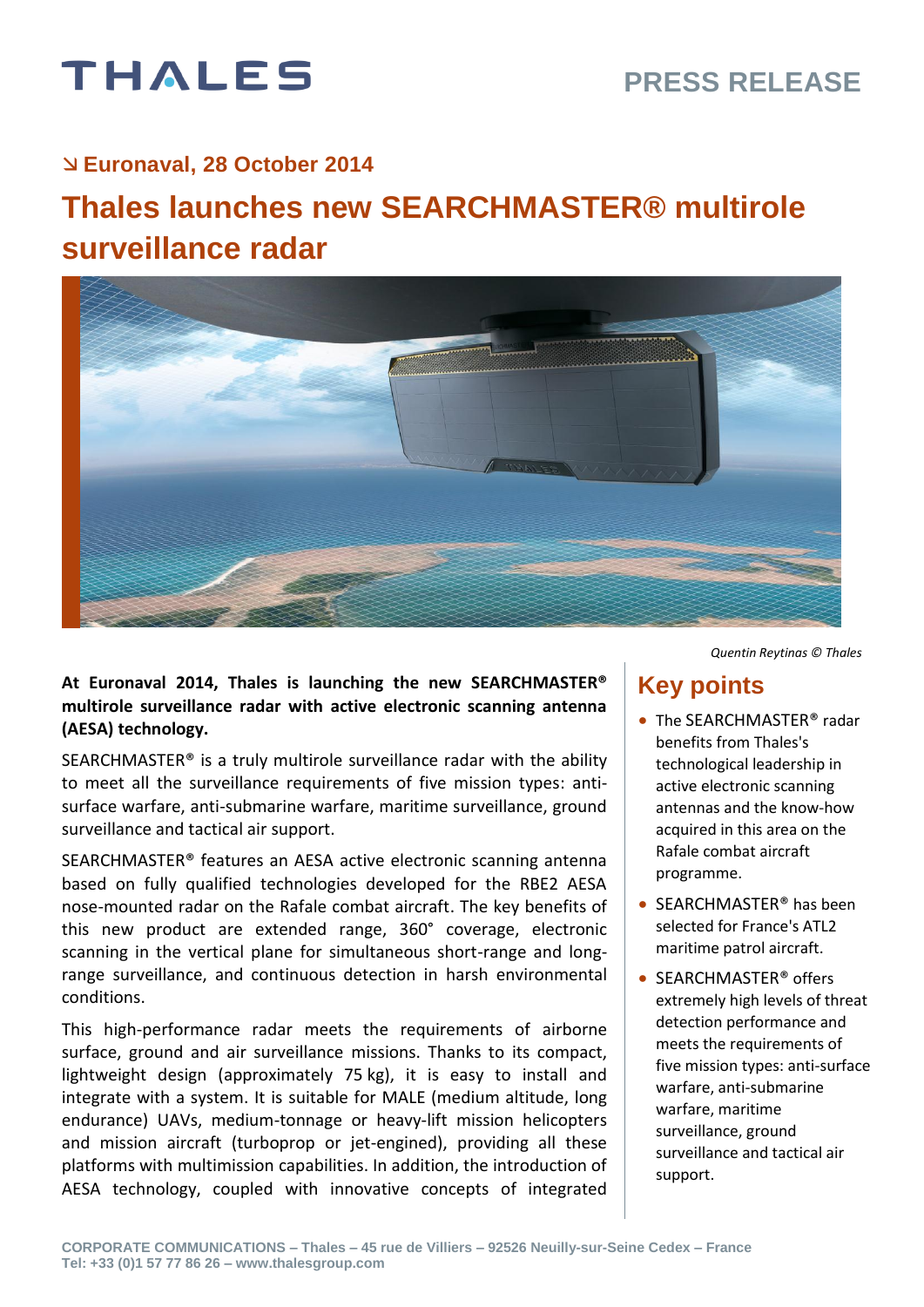# PRESS RELEASE

**Euronaval, 28 October 2014**

# Thales launches new SEARCHMASTER® multirole surveillance radar

*Quentin Reytinas © Thales*

**At Euronaval 2014, Thales is launching the new SEARCHMASTER® multirole surveillance radar with active electronic scanning antenna (AESA) technology.**

SEARCHMASTER® is a truly multirole surveillance radar with the ability to meet all the surveillance requirements of five mission types: anti-surface warfare, anti-submarine warfare, maritime surveillance, ground surveillance and tactical air support.

SEARCHMASTER® features an AESA active electronic scanning antenna based on fully qualified technologies developed for the RBE2 AESA nose-mounted radar on the Rafale combat aircraft. The key benefits of this new product are extended range, 360° coverage, electronic scanning in the vertical plane for simultaneous short-range and long-range surveillance, and continuous detection in harsh environmental conditions.

This high-performance radar meets the requirements of airborne surface, ground and air surveillance missions. Thanks to its compact, lightweight design (approximately 75 kg), it is easy to install and integrate with a system. It is suitable for MALE (medium altitude, long endurance) UAVs, medium-tonnage or heavy-lift mission helicopters and mission aircraft (turboprop or jet-engined), providing all these platforms with multimission capabilities. In addition, the introduction of AESA technology, coupled with innovative concepts of integrated

## Key points

- The SEARCHMASTER® radar benefits from Thales's technological leadership in active electronic scanning antennas and the know-how acquired in this area on the Rafale combat aircraft programme.
- SEARCHMASTER® has been selected for France's ATL2 maritime patrol aircraft.
- SEARCHMASTER® offers extremely high levels of threat detection performance and meets the requirements of five mission types: anti-surface warfare, anti-submarine warfare, maritime surveillance, ground surveillance and tactical air support.

CORPORATE COMMUNICATIONS – Thales – 45 rue de Villiers – 92526 Neuilly-sur-Seine Cedex – France
Tel: +33 (0)1 57 77 86 26 – www.thalesgroup.com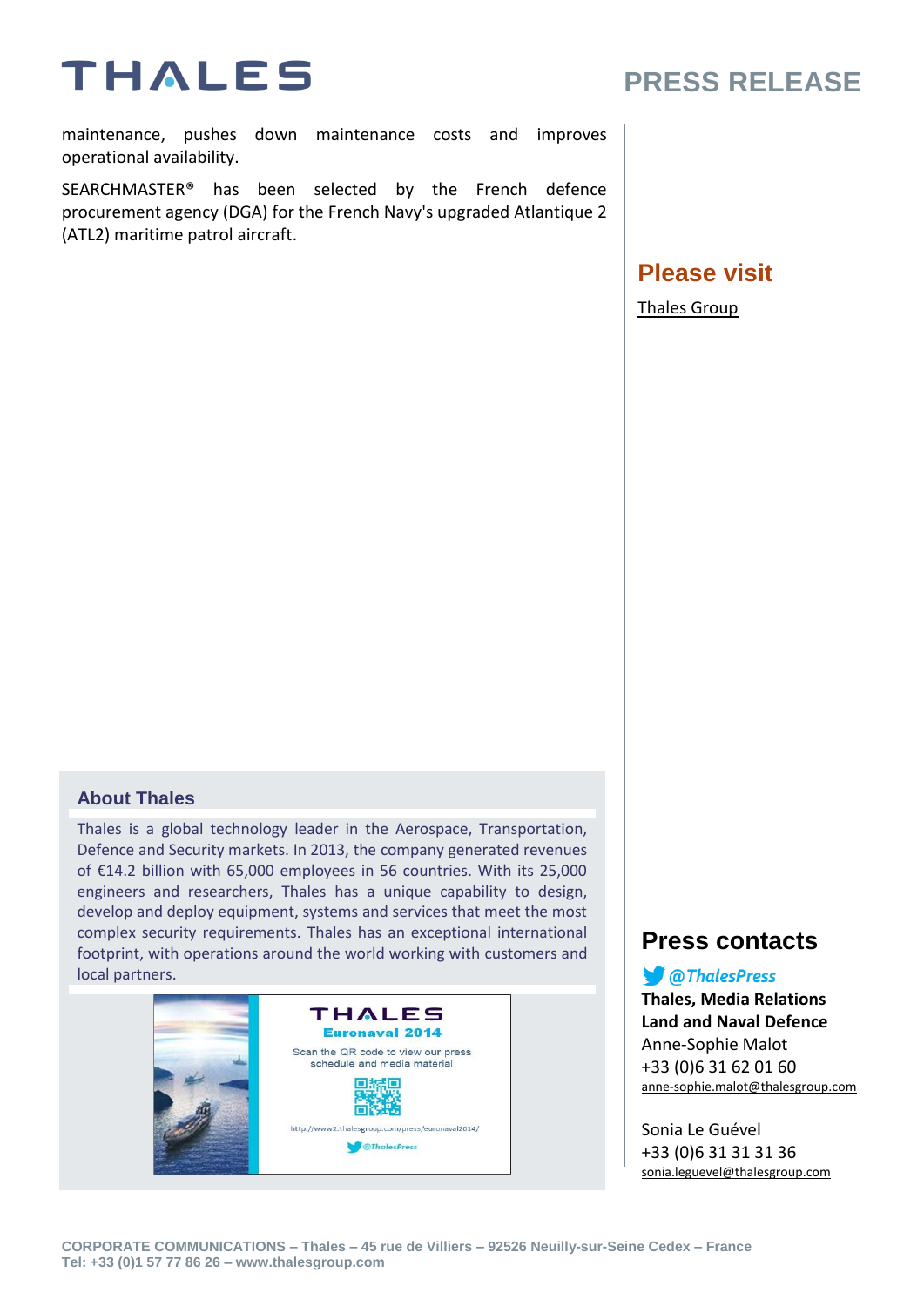maintenance, pushes down maintenance costs and improves operational availability.

SEARCHMASTER® has been selected by the French defence procurement agency (DGA) for the French Navy's upgraded Atlantique 2 (ATL2) maritime patrol aircraft.

## About Thales

Thales is a global technology leader in the Aerospace, Transportation, Defence and Security markets. In 2013, the company generated revenues of €14.2 billion with 65,000 employees in 56 countries. With its 25,000 engineers and researchers, Thales has a unique capability to design, develop and deploy equipment, systems and services that meet the most complex security requirements. Thales has an exceptional international footprint, with operations around the world working with customers and local partners.

THALES
Euronaval 2014
Scan the QR code to view our press schedule and media material
http://www2.thalesgroup.com/press/euronaval2014/
@ThalesPress

## Please visit

Thales Group

## Press contacts

@ThalesPress

**Thales, Media Relations**
**Land and Naval Defence**
Anne-Sophie Malot
+33 (0)6 31 62 01 60
anne-sophie.malot@thalesgroup.com

Sonia Le Guével
+33 (0)6 31 31 31 36
sonia.leguevel@thalesgroup.com

**CORPORATE COMMUNICATIONS – Thales – 45 rue de Villiers – 92526 Neuilly-sur-Seine Cedex – France**
**Tel: +33 (0)1 57 77 86 26 – www.thalesgroup.com**